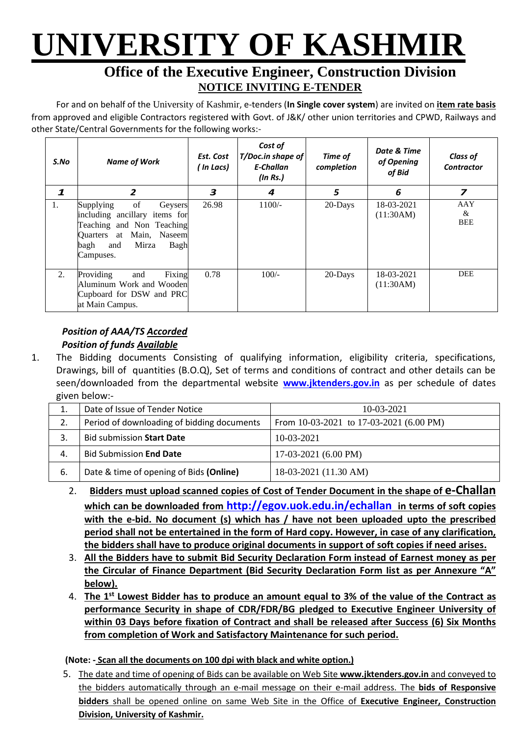# UNIVERSITY OF KASHMIR

## Office of the Executive Engineer, Construction Division

### NOTICE INVITING E-TENDER

For and on behalf of the University of Kashmir, e-tenders (**In Single cover system**) are invited on **item rate basis** from approved and eligible Contractors registered with Govt. of J&K/ other union territories and CPWD, Railways and other State/Central Governments for the following works:-

| *S.No* | *Name of Work* | *Est. Cost ( In Lacs)* | *Cost of T/Doc.in shape of E-Challan (In Rs.)* | *Time of completion* | *Date & Time of Opening of Bid* | *Class of Contractor* |
|---|---|---|---|---|---|---|
| *1* | *2* | *3* | *4* | *5* | *6* | *7* |
| 1. | Supplying of Geysers including ancillary items for Teaching and Non Teaching Quarters at Main, Naseem bagh and Mirza Bagh Campuses. | 26.98 | 1100/- | 20-Days | 18-03-2021 (11:30AM) | AAY & BEE |
| 2. | Providing and Fixing Aluminum Work and Wooden Cupboard for DSW and PRC at Main Campus. | 0.78 | 100/- | 20-Days | 18-03-2021 (11:30AM) | DEE |

***Position of AAA/TS <u>Accorded</u>***
***Position of funds <u>Available</u>***

1. The Bidding documents Consisting of qualifying information, eligibility criteria, specifications, Drawings, bill of quantities (B.O.Q), Set of terms and conditions of contract and other details can be seen/downloaded from the departmental website **www.jktenders.gov.in** as per schedule of dates given below:-

| | | |
|---|---|---|
| 1. | Date of Issue of Tender Notice | 10-03-2021 |
| 2. | Period of downloading of bidding documents | From 10-03-2021 to 17-03-2021 (6.00 PM) |
| 3. | Bid submission **Start Date** | 10-03-2021 |
| 4. | Bid Submission **End Date** | 17-03-2021 (6.00 PM) |
| 6. | Date & time of opening of Bids **(Online)** | 18-03-2021 (11.30 AM) |

2. **<u>Bidders must upload scanned copies of Cost of Tender Document in the shape of e-Challan which can be downloaded from http://egov.uok.edu.in/echallan in terms of soft copies with the e-bid. No document (s) which has / have not been uploaded upto the prescribed period shall not be entertained in the form of Hard copy. However, in case of any clarification, the bidders shall have to produce original documents in support of soft copies if need arises.</u>**
3. **<u>All the Bidders have to submit Bid Security Declaration Form instead of Earnest money as per the Circular of Finance Department (Bid Security Declaration Form list as per Annexure "A" below).</u>**
4. **<u>The 1st Lowest Bidder has to produce an amount equal to 3% of the value of the Contract as performance Security in shape of CDR/FDR/BG pledged to Executive Engineer University of within 03 Days before fixation of Contract and shall be released after Success (6) Six Months from completion of Work and Satisfactory Maintenance for such period.</u>**

**(Note: - <u>Scan all the documents on 100 dpi with black and white option.)</u>**

5. <u>The date and time of opening of Bids can be available on Web Site **www.jktenders.gov.in** and conveyed to the bidders automatically through an e-mail message on their e-mail address. The **bids of Responsive bidders** shall be opened online on same Web Site in the Office of **Executive Engineer, Construction Division, University of Kashmir.**</u>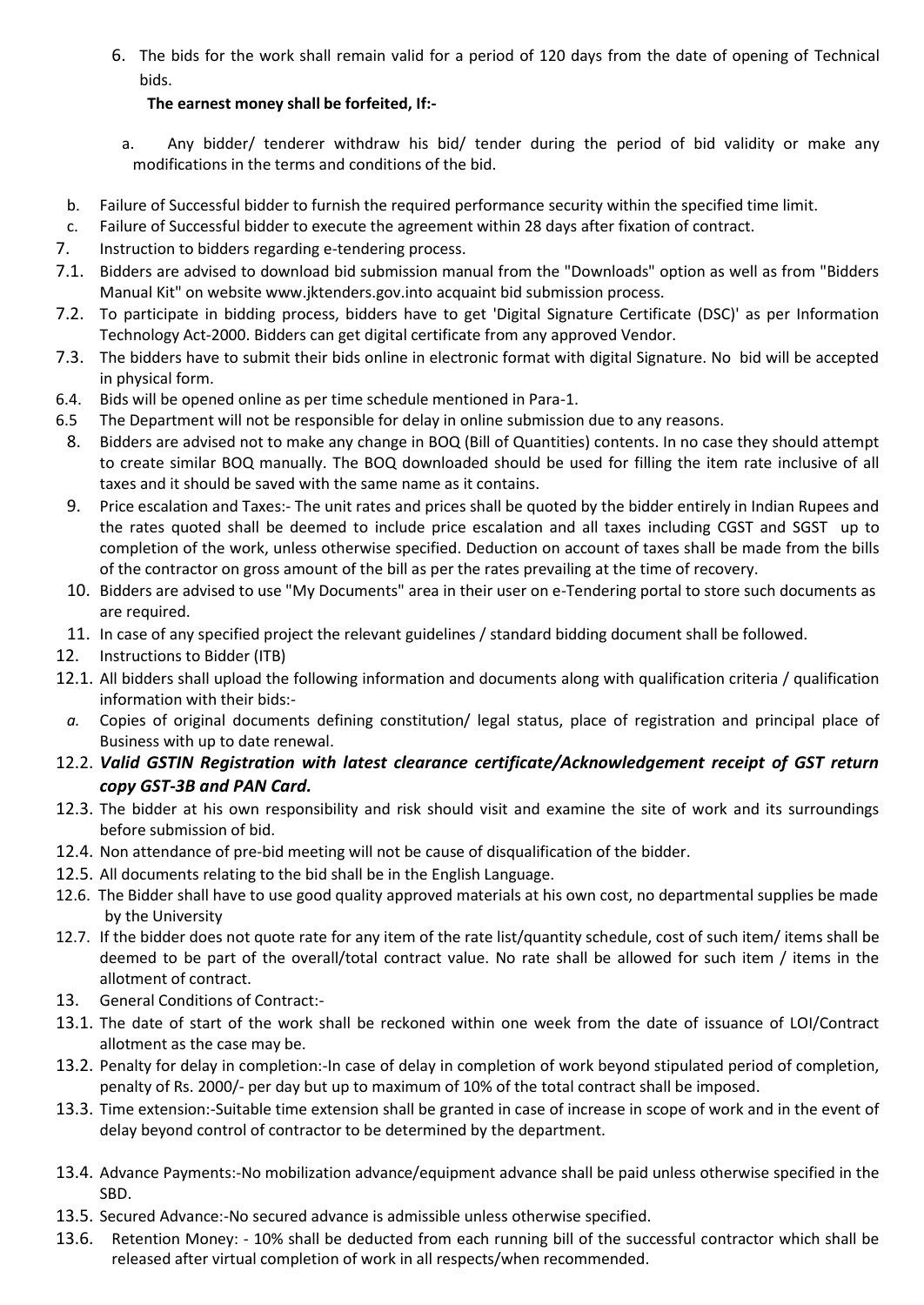6. The bids for the work shall remain valid for a period of 120 days from the date of opening of Technical bids.

**The earnest money shall be forfeited, If:-**

a. Any bidder/ tenderer withdraw his bid/ tender during the period of bid validity or make any modifications in the terms and conditions of the bid.

b. Failure of Successful bidder to furnish the required performance security within the specified time limit.

c. Failure of Successful bidder to execute the agreement within 28 days after fixation of contract.

7. Instruction to bidders regarding e-tendering process.

7.1. Bidders are advised to download bid submission manual from the "Downloads" option as well as from "Bidders Manual Kit" on website www.jktenders.gov.into acquaint bid submission process.

7.2. To participate in bidding process, bidders have to get 'Digital Signature Certificate (DSC)' as per Information Technology Act-2000. Bidders can get digital certificate from any approved Vendor.

7.3. The bidders have to submit their bids online in electronic format with digital Signature. No bid will be accepted in physical form.

6.4. Bids will be opened online as per time schedule mentioned in Para-1.

6.5 The Department will not be responsible for delay in online submission due to any reasons.

8. Bidders are advised not to make any change in BOQ (Bill of Quantities) contents. In no case they should attempt to create similar BOQ manually. The BOQ downloaded should be used for filling the item rate inclusive of all taxes and it should be saved with the same name as it contains.

9. Price escalation and Taxes:- The unit rates and prices shall be quoted by the bidder entirely in Indian Rupees and the rates quoted shall be deemed to include price escalation and all taxes including CGST and SGST up to completion of the work, unless otherwise specified. Deduction on account of taxes shall be made from the bills of the contractor on gross amount of the bill as per the rates prevailing at the time of recovery.

10. Bidders are advised to use "My Documents" area in their user on e-Tendering portal to store such documents as are required.

11. In case of any specified project the relevant guidelines / standard bidding document shall be followed.

12. Instructions to Bidder (ITB)

12.1. All bidders shall upload the following information and documents along with qualification criteria / qualification information with their bids:-

*a.* Copies of original documents defining constitution/ legal status, place of registration and principal place of Business with up to date renewal.

12.2. ***Valid GSTIN Registration with latest clearance certificate/Acknowledgement receipt of GST return copy GST-3B and PAN Card.***

12.3. The bidder at his own responsibility and risk should visit and examine the site of work and its surroundings before submission of bid.

12.4. Non attendance of pre-bid meeting will not be cause of disqualification of the bidder.

12.5. All documents relating to the bid shall be in the English Language.

12.6. The Bidder shall have to use good quality approved materials at his own cost, no departmental supplies be made by the University

12.7. If the bidder does not quote rate for any item of the rate list/quantity schedule, cost of such item/ items shall be deemed to be part of the overall/total contract value. No rate shall be allowed for such item / items in the allotment of contract.

13. General Conditions of Contract:-

13.1. The date of start of the work shall be reckoned within one week from the date of issuance of LOI/Contract allotment as the case may be.

13.2. Penalty for delay in completion:-In case of delay in completion of work beyond stipulated period of completion, penalty of Rs. 2000/- per day but up to maximum of 10% of the total contract shall be imposed.

13.3. Time extension:-Suitable time extension shall be granted in case of increase in scope of work and in the event of delay beyond control of contractor to be determined by the department.

13.4. Advance Payments:-No mobilization advance/equipment advance shall be paid unless otherwise specified in the SBD.

13.5. Secured Advance:-No secured advance is admissible unless otherwise specified.

13.6. Retention Money: - 10% shall be deducted from each running bill of the successful contractor which shall be released after virtual completion of work in all respects/when recommended.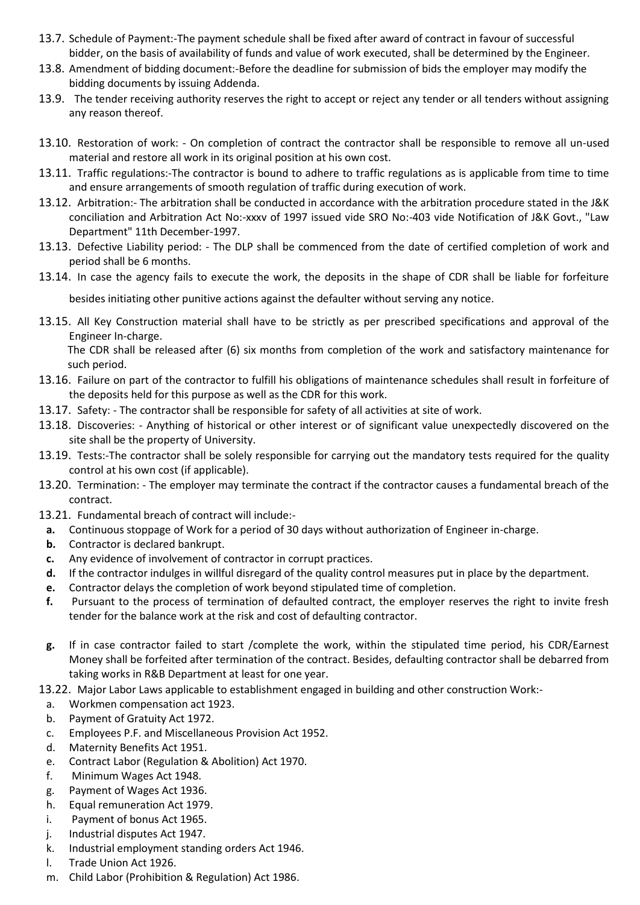13.7. Schedule of Payment:-The payment schedule shall be fixed after award of contract in favour of successful bidder, on the basis of availability of funds and value of work executed, shall be determined by the Engineer.

13.8. Amendment of bidding document:-Before the deadline for submission of bids the employer may modify the bidding documents by issuing Addenda.

13.9. The tender receiving authority reserves the right to accept or reject any tender or all tenders without assigning any reason thereof.

13.10. Restoration of work: - On completion of contract the contractor shall be responsible to remove all un-used material and restore all work in its original position at his own cost.

13.11. Traffic regulations:-The contractor is bound to adhere to traffic regulations as is applicable from time to time and ensure arrangements of smooth regulation of traffic during execution of work.

13.12. Arbitration:- The arbitration shall be conducted in accordance with the arbitration procedure stated in the J&K conciliation and Arbitration Act No:-xxxv of 1997 issued vide SRO No:-403 vide Notification of J&K Govt., "Law Department" 11th December-1997.

13.13. Defective Liability period: - The DLP shall be commenced from the date of certified completion of work and period shall be 6 months.

13.14. In case the agency fails to execute the work, the deposits in the shape of CDR shall be liable for forfeiture besides initiating other punitive actions against the defaulter without serving any notice.

13.15. All Key Construction material shall have to be strictly as per prescribed specifications and approval of the Engineer In-charge.

The CDR shall be released after (6) six months from completion of the work and satisfactory maintenance for such period.

13.16. Failure on part of the contractor to fulfill his obligations of maintenance schedules shall result in forfeiture of the deposits held for this purpose as well as the CDR for this work.

13.17. Safety: - The contractor shall be responsible for safety of all activities at site of work.

13.18. Discoveries: - Anything of historical or other interest or of significant value unexpectedly discovered on the site shall be the property of University.

13.19. Tests:-The contractor shall be solely responsible for carrying out the mandatory tests required for the quality control at his own cost (if applicable).

13.20. Termination: - The employer may terminate the contract if the contractor causes a fundamental breach of the contract.

13.21. Fundamental breach of contract will include:-

- **a.** Continuous stoppage of Work for a period of 30 days without authorization of Engineer in-charge.
- **b.** Contractor is declared bankrupt.
- **c.** Any evidence of involvement of contractor in corrupt practices.
- **d.** If the contractor indulges in willful disregard of the quality control measures put in place by the department.
- **e.** Contractor delays the completion of work beyond stipulated time of completion.
- **f.** Pursuant to the process of termination of defaulted contract, the employer reserves the right to invite fresh tender for the balance work at the risk and cost of defaulting contractor.
- **g.** If in case contractor failed to start /complete the work, within the stipulated time period, his CDR/Earnest Money shall be forfeited after termination of the contract. Besides, defaulting contractor shall be debarred from taking works in R&B Department at least for one year.

13.22. Major Labor Laws applicable to establishment engaged in building and other construction Work:-

- a. Workmen compensation act 1923.
- b. Payment of Gratuity Act 1972.
- c. Employees P.F. and Miscellaneous Provision Act 1952.
- d. Maternity Benefits Act 1951.
- e. Contract Labor (Regulation & Abolition) Act 1970.
- f. Minimum Wages Act 1948.
- g. Payment of Wages Act 1936.
- h. Equal remuneration Act 1979.
- i. Payment of bonus Act 1965.
- j. Industrial disputes Act 1947.
- k. Industrial employment standing orders Act 1946.
- l. Trade Union Act 1926.
- m. Child Labor (Prohibition & Regulation) Act 1986.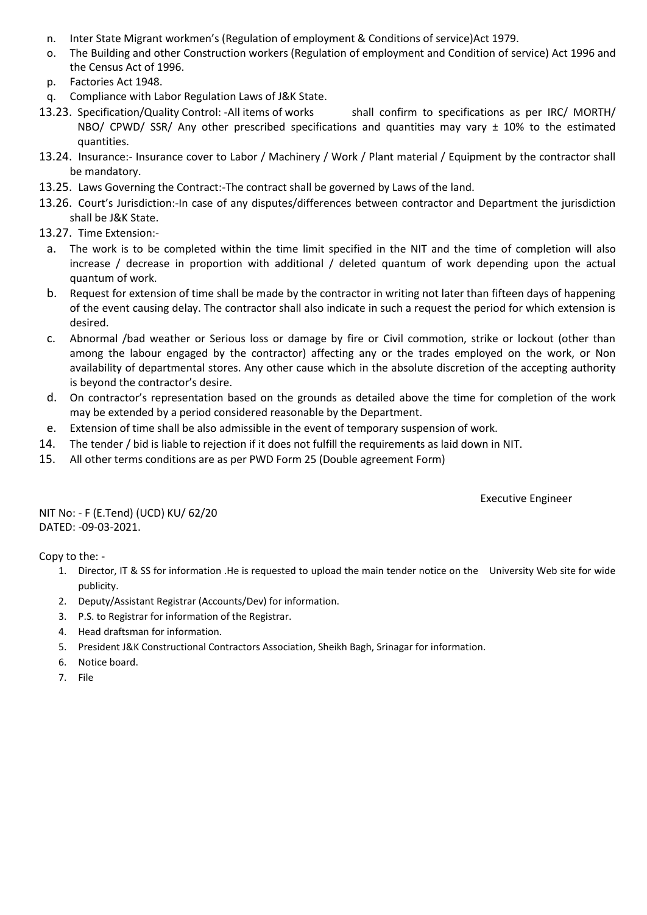n. Inter State Migrant workmen's (Regulation of employment & Conditions of service)Act 1979.

o. The Building and other Construction workers (Regulation of employment and Condition of service) Act 1996 and the Census Act of 1996.

p. Factories Act 1948.

q. Compliance with Labor Regulation Laws of J&K State.

13.23. Specification/Quality Control: -All items of works shall confirm to specifications as per IRC/ MORTH/ NBO/ CPWD/ SSR/ Any other prescribed specifications and quantities may vary ± 10% to the estimated quantities.

13.24. Insurance:- Insurance cover to Labor / Machinery / Work / Plant material / Equipment by the contractor shall be mandatory.

13.25. Laws Governing the Contract:-The contract shall be governed by Laws of the land.

13.26. Court's Jurisdiction:-In case of any disputes/differences between contractor and Department the jurisdiction shall be J&K State.

13.27. Time Extension:-

a. The work is to be completed within the time limit specified in the NIT and the time of completion will also increase / decrease in proportion with additional / deleted quantum of work depending upon the actual quantum of work.

b. Request for extension of time shall be made by the contractor in writing not later than fifteen days of happening of the event causing delay. The contractor shall also indicate in such a request the period for which extension is desired.

c. Abnormal /bad weather or Serious loss or damage by fire or Civil commotion, strike or lockout (other than among the labour engaged by the contractor) affecting any or the trades employed on the work, or Non availability of departmental stores. Any other cause which in the absolute discretion of the accepting authority is beyond the contractor's desire.

d. On contractor's representation based on the grounds as detailed above the time for completion of the work may be extended by a period considered reasonable by the Department.

e. Extension of time shall be also admissible in the event of temporary suspension of work.

14. The tender / bid is liable to rejection if it does not fulfill the requirements as laid down in NIT.

15. All other terms conditions are as per PWD Form 25 (Double agreement Form)

Executive Engineer

NIT No: - F (E.Tend) (UCD) KU/ 62/20
DATED: -09-03-2021.

Copy to the: -

1. Director, IT & SS for information .He is requested to upload the main tender notice on the University Web site for wide publicity.
2. Deputy/Assistant Registrar (Accounts/Dev) for information.
3. P.S. to Registrar for information of the Registrar.
4. Head draftsman for information.
5. President J&K Constructional Contractors Association, Sheikh Bagh, Srinagar for information.
6. Notice board.
7. File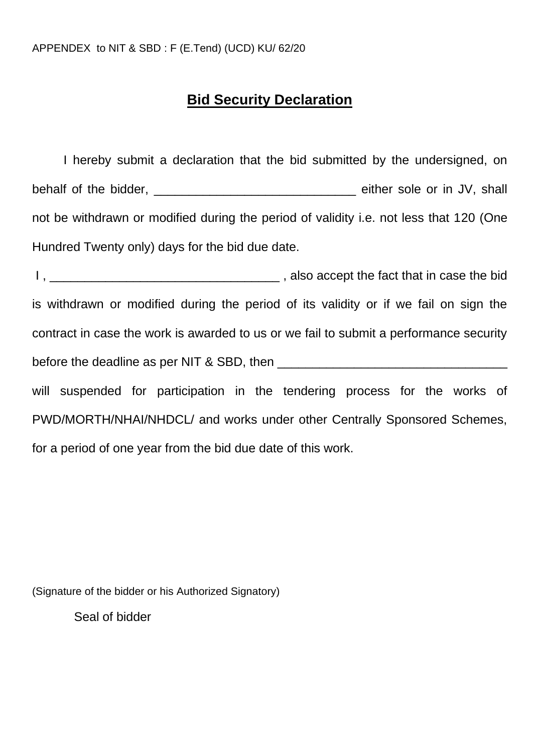APPENDEX  to NIT & SBD : F (E.Tend) (UCD) KU/ 62/20

## Bid Security Declaration

I hereby submit a declaration that the bid submitted by the undersigned, on behalf of the bidder, _____________________________ either sole or in JV, shall not be withdrawn or modified during the period of validity i.e. not less that 120 (One Hundred Twenty only) days for the bid due date.

I , _________________________________ , also accept the fact that in case the bid is withdrawn or modified during the period of its validity or if we fail on sign the contract in case the work is awarded to us or we fail to submit a performance security before the deadline as per NIT & SBD, then _________________________________ will suspended for participation in the tendering process for the works of PWD/MORTH/NHAI/NHDCL/ and works under other Centrally Sponsored Schemes, for a period of one year from the bid due date of this work.

(Signature of the bidder or his Authorized Signatory)

Seal of bidder